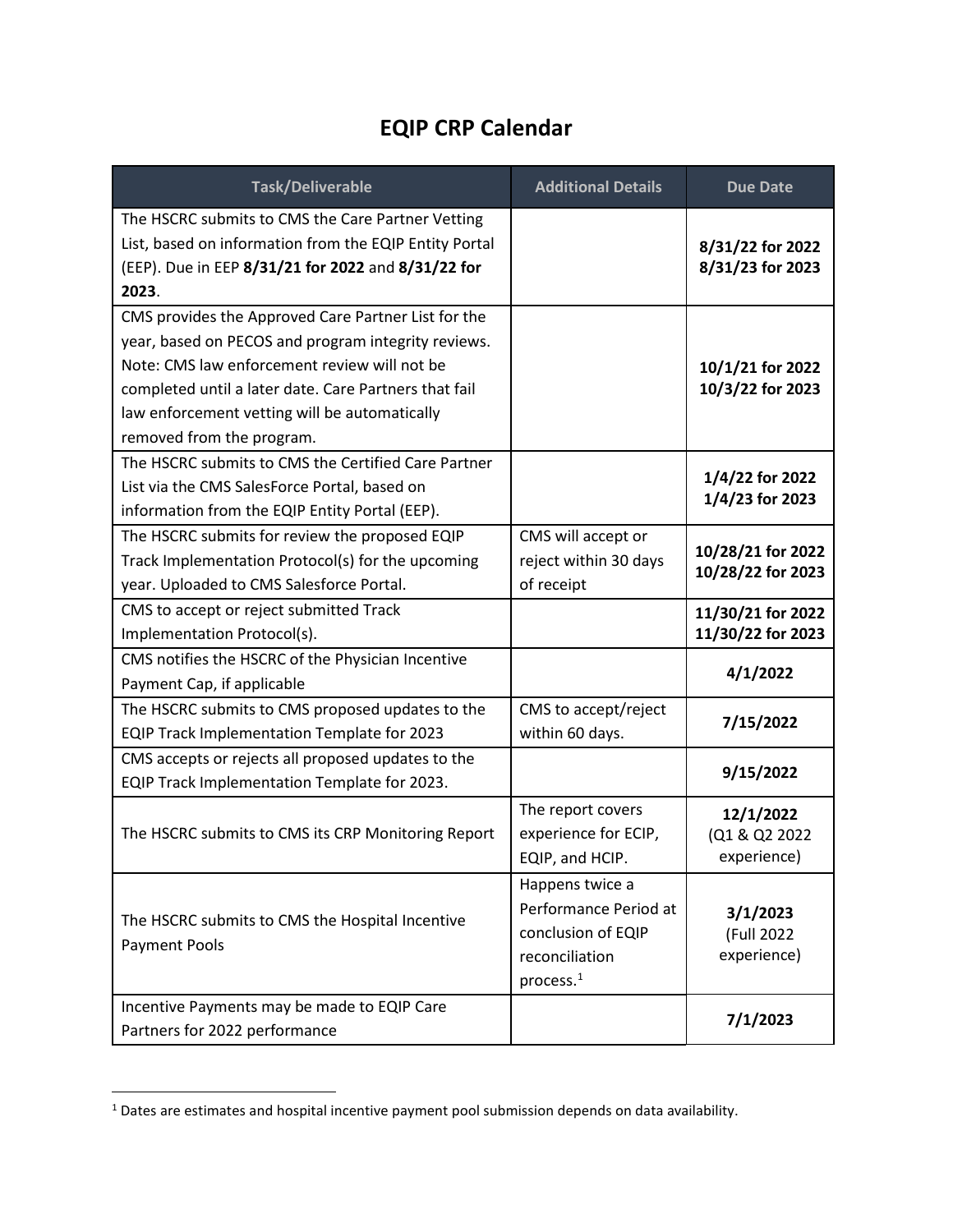# EQIP CRP Calendar

| Task/Deliverable | Additional Details | Due Date |
|---|---|---|
| The HSCRC submits to CMS the Care Partner Vetting List, based on information from the EQIP Entity Portal (EEP). Due in EEP **8/31/21 for 2022** and **8/31/22 for 2023**. | | **8/31/22 for 2022** **8/31/23 for 2023** |
| CMS provides the Approved Care Partner List for the year, based on PECOS and program integrity reviews. Note: CMS law enforcement review will not be completed until a later date. Care Partners that fail law enforcement vetting will be automatically removed from the program. | | **10/1/21 for 2022** **10/3/22 for 2023** |
| The HSCRC submits to CMS the Certified Care Partner List via the CMS SalesForce Portal, based on information from the EQIP Entity Portal (EEP). | | **1/4/22 for 2022** **1/4/23 for 2023** |
| The HSCRC submits for review the proposed EQIP Track Implementation Protocol(s) for the upcoming year. Uploaded to CMS Salesforce Portal. | CMS will accept or reject within 30 days of receipt | **10/28/21 for 2022** **10/28/22 for 2023** |
| CMS to accept or reject submitted Track Implementation Protocol(s). | | **11/30/21 for 2022** **11/30/22 for 2023** |
| CMS notifies the HSCRC of the Physician Incentive Payment Cap, if applicable | | **4/1/2022** |
| The HSCRC submits to CMS proposed updates to the EQIP Track Implementation Template for 2023 | CMS to accept/reject within 60 days. | **7/15/2022** |
| CMS accepts or rejects all proposed updates to the EQIP Track Implementation Template for 2023. | | **9/15/2022** |
| The HSCRC submits to CMS its CRP Monitoring Report | The report covers experience for ECIP, EQIP, and HCIP. | **12/1/2022** (Q1 & Q2 2022 experience) |
| The HSCRC submits to CMS the Hospital Incentive Payment Pools | Happens twice a Performance Period at conclusion of EQIP reconciliation process.[1] | **3/1/2023** (Full 2022 experience) |
| Incentive Payments may be made to EQIP Care Partners for 2022 performance | | **7/1/2023** |

[1] Dates are estimates and hospital incentive payment pool submission depends on data availability.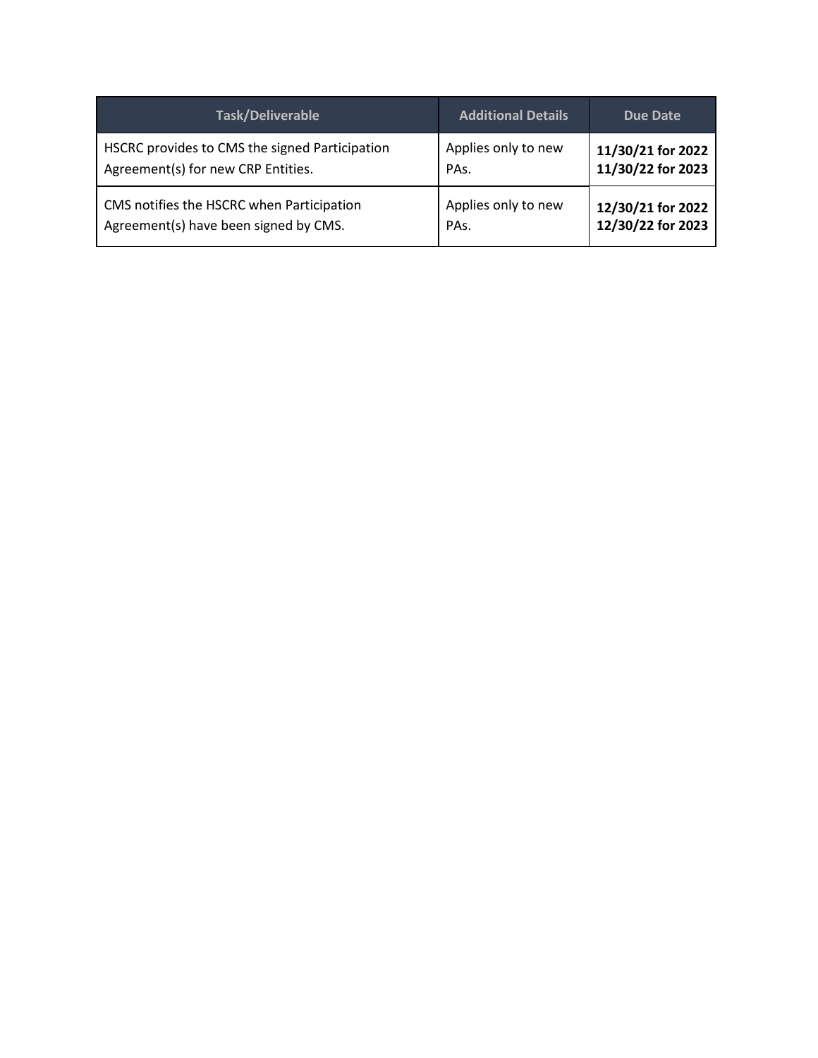| Task/Deliverable | Additional Details | Due Date |
| --- | --- | --- |
| HSCRC provides to CMS the signed Participation Agreement(s) for new CRP Entities. | Applies only to new PAs. | **11/30/21 for 2022** **11/30/22 for 2023** |
| CMS notifies the HSCRC when Participation Agreement(s) have been signed by CMS. | Applies only to new PAs. | **12/30/21 for 2022** **12/30/22 for 2023** |